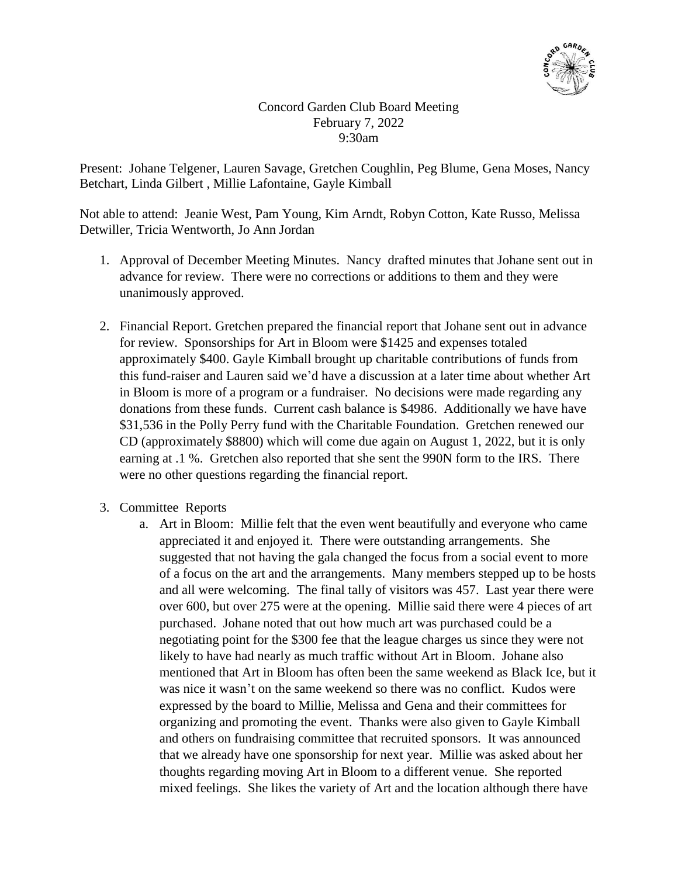Concord Garden Club Board Meeting
February 7, 2022
9:30am

Present: Johane Telgener, Lauren Savage, Gretchen Coughlin, Peg Blume, Gena Moses, Nancy Betchart, Linda Gilbert , Millie Lafontaine, Gayle Kimball

Not able to attend: Jeanie West, Pam Young, Kim Arndt, Robyn Cotton, Kate Russo, Melissa Detwiller, Tricia Wentworth, Jo Ann Jordan

1. Approval of December Meeting Minutes. Nancy drafted minutes that Johane sent out in advance for review. There were no corrections or additions to them and they were unanimously approved.

2. Financial Report. Gretchen prepared the financial report that Johane sent out in advance for review. Sponsorships for Art in Bloom were $1425 and expenses totaled approximately $400. Gayle Kimball brought up charitable contributions of funds from this fund-raiser and Lauren said we'd have a discussion at a later time about whether Art in Bloom is more of a program or a fundraiser. No decisions were made regarding any donations from these funds. Current cash balance is $4986. Additionally we have have $31,536 in the Polly Perry fund with the Charitable Foundation. Gretchen renewed our CD (approximately $8800) which will come due again on August 1, 2022, but it is only earning at .1 %. Gretchen also reported that she sent the 990N form to the IRS. There were no other questions regarding the financial report.

3. Committee Reports
   a. Art in Bloom: Millie felt that the even went beautifully and everyone who came appreciated it and enjoyed it. There were outstanding arrangements. She suggested that not having the gala changed the focus from a social event to more of a focus on the art and the arrangements. Many members stepped up to be hosts and all were welcoming. The final tally of visitors was 457. Last year there were over 600, but over 275 were at the opening. Millie said there were 4 pieces of art purchased. Johane noted that out how much art was purchased could be a negotiating point for the $300 fee that the league charges us since they were not likely to have had nearly as much traffic without Art in Bloom. Johane also mentioned that Art in Bloom has often been the same weekend as Black Ice, but it was nice it wasn't on the same weekend so there was no conflict. Kudos were expressed by the board to Millie, Melissa and Gena and their committees for organizing and promoting the event. Thanks were also given to Gayle Kimball and others on fundraising committee that recruited sponsors. It was announced that we already have one sponsorship for next year. Millie was asked about her thoughts regarding moving Art in Bloom to a different venue. She reported mixed feelings. She likes the variety of Art and the location although there have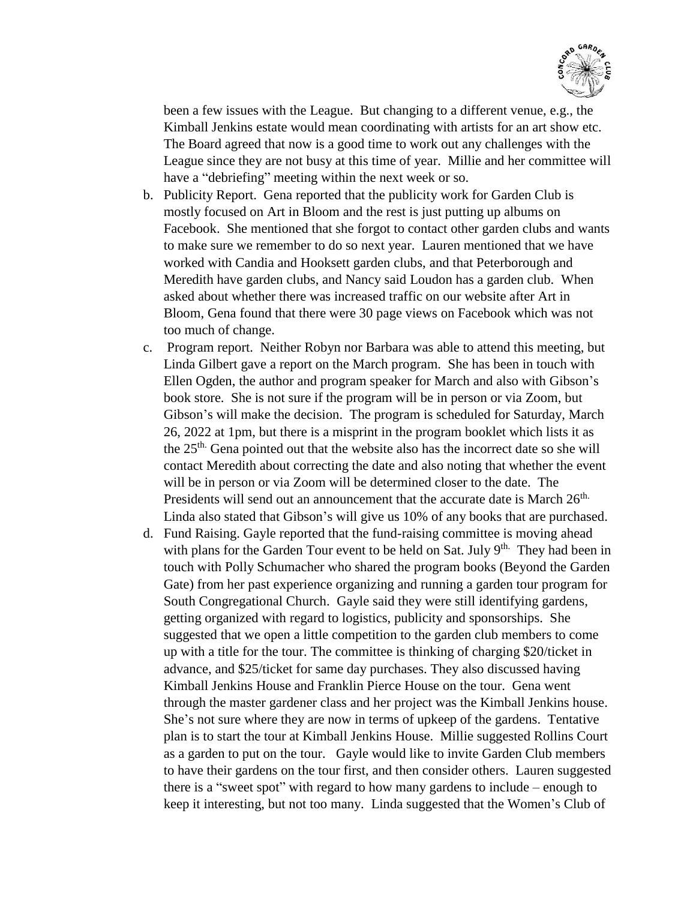been a few issues with the League. But changing to a different venue, e.g., the Kimball Jenkins estate would mean coordinating with artists for an art show etc. The Board agreed that now is a good time to work out any challenges with the League since they are not busy at this time of year. Millie and her committee will have a "debriefing" meeting within the next week or so.

b. Publicity Report. Gena reported that the publicity work for Garden Club is mostly focused on Art in Bloom and the rest is just putting up albums on Facebook. She mentioned that she forgot to contact other garden clubs and wants to make sure we remember to do so next year. Lauren mentioned that we have worked with Candia and Hooksett garden clubs, and that Peterborough and Meredith have garden clubs, and Nancy said Loudon has a garden club. When asked about whether there was increased traffic on our website after Art in Bloom, Gena found that there were 30 page views on Facebook which was not too much of change.

c. Program report. Neither Robyn nor Barbara was able to attend this meeting, but Linda Gilbert gave a report on the March program. She has been in touch with Ellen Ogden, the author and program speaker for March and also with Gibson's book store. She is not sure if the program will be in person or via Zoom, but Gibson's will make the decision. The program is scheduled for Saturday, March 26, 2022 at 1pm, but there is a misprint in the program booklet which lists it as the 25th. Gena pointed out that the website also has the incorrect date so she will contact Meredith about correcting the date and also noting that whether the event will be in person or via Zoom will be determined closer to the date. The Presidents will send out an announcement that the accurate date is March 26th. Linda also stated that Gibson's will give us 10% of any books that are purchased.

d. Fund Raising. Gayle reported that the fund-raising committee is moving ahead with plans for the Garden Tour event to be held on Sat. July 9th. They had been in touch with Polly Schumacher who shared the program books (Beyond the Garden Gate) from her past experience organizing and running a garden tour program for South Congregational Church. Gayle said they were still identifying gardens, getting organized with regard to logistics, publicity and sponsorships. She suggested that we open a little competition to the garden club members to come up with a title for the tour. The committee is thinking of charging $20/ticket in advance, and $25/ticket for same day purchases. They also discussed having Kimball Jenkins House and Franklin Pierce House on the tour. Gena went through the master gardener class and her project was the Kimball Jenkins house. She's not sure where they are now in terms of upkeep of the gardens. Tentative plan is to start the tour at Kimball Jenkins House. Millie suggested Rollins Court as a garden to put on the tour. Gayle would like to invite Garden Club members to have their gardens on the tour first, and then consider others. Lauren suggested there is a "sweet spot" with regard to how many gardens to include – enough to keep it interesting, but not too many. Linda suggested that the Women's Club of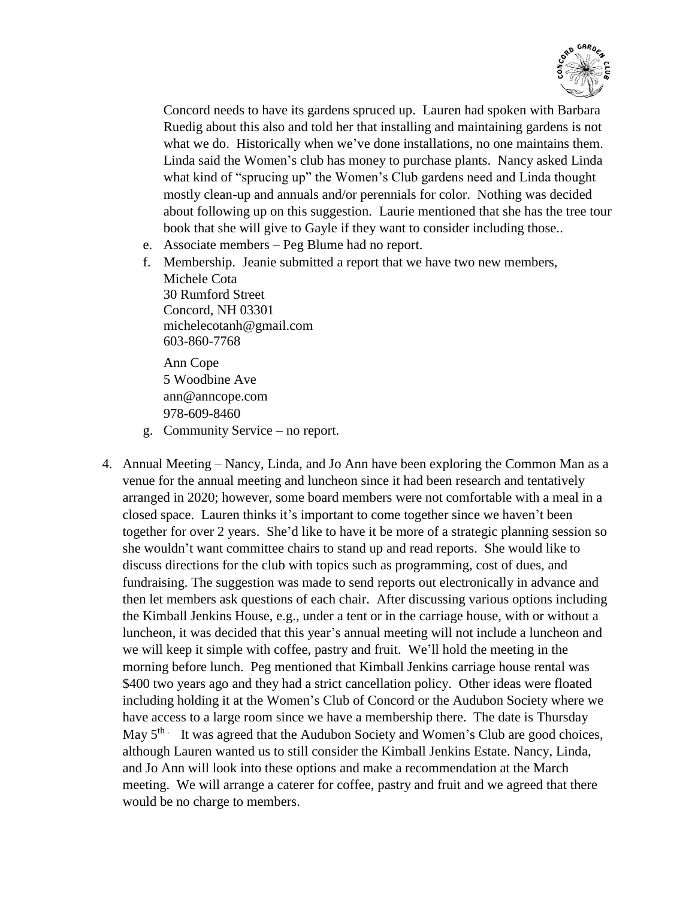Concord needs to have its gardens spruced up. Lauren had spoken with Barbara Ruedig about this also and told her that installing and maintaining gardens is not what we do. Historically when we've done installations, no one maintains them. Linda said the Women's club has money to purchase plants. Nancy asked Linda what kind of "sprucing up" the Women's Club gardens need and Linda thought mostly clean-up and annuals and/or perennials for color. Nothing was decided about following up on this suggestion. Laurie mentioned that she has the tree tour book that she will give to Gayle if they want to consider including those..

e. Associate members – Peg Blume had no report.
f. Membership. Jeanie submitted a report that we have two new members,
   Michele Cota
   30 Rumford Street
   Concord, NH 03301
   michelecotanh@gmail.com
   603-860-7768

   Ann Cope
   5 Woodbine Ave
   ann@anncope.com
   978-609-8460
g. Community Service – no report.

4. Annual Meeting – Nancy, Linda, and Jo Ann have been exploring the Common Man as a venue for the annual meeting and luncheon since it had been research and tentatively arranged in 2020; however, some board members were not comfortable with a meal in a closed space. Lauren thinks it's important to come together since we haven't been together for over 2 years. She'd like to have it be more of a strategic planning session so she wouldn't want committee chairs to stand up and read reports. She would like to discuss directions for the club with topics such as programming, cost of dues, and fundraising. The suggestion was made to send reports out electronically in advance and then let members ask questions of each chair. After discussing various options including the Kimball Jenkins House, e.g., under a tent or in the carriage house, with or without a luncheon, it was decided that this year's annual meeting will not include a luncheon and we will keep it simple with coffee, pastry and fruit. We'll hold the meeting in the morning before lunch. Peg mentioned that Kimball Jenkins carriage house rental was $400 two years ago and they had a strict cancellation policy. Other ideas were floated including holding it at the Women's Club of Concord or the Audubon Society where we have access to a large room since we have a membership there. The date is Thursday May 5th. It was agreed that the Audubon Society and Women's Club are good choices, although Lauren wanted us to still consider the Kimball Jenkins Estate. Nancy, Linda, and Jo Ann will look into these options and make a recommendation at the March meeting. We will arrange a caterer for coffee, pastry and fruit and we agreed that there would be no charge to members.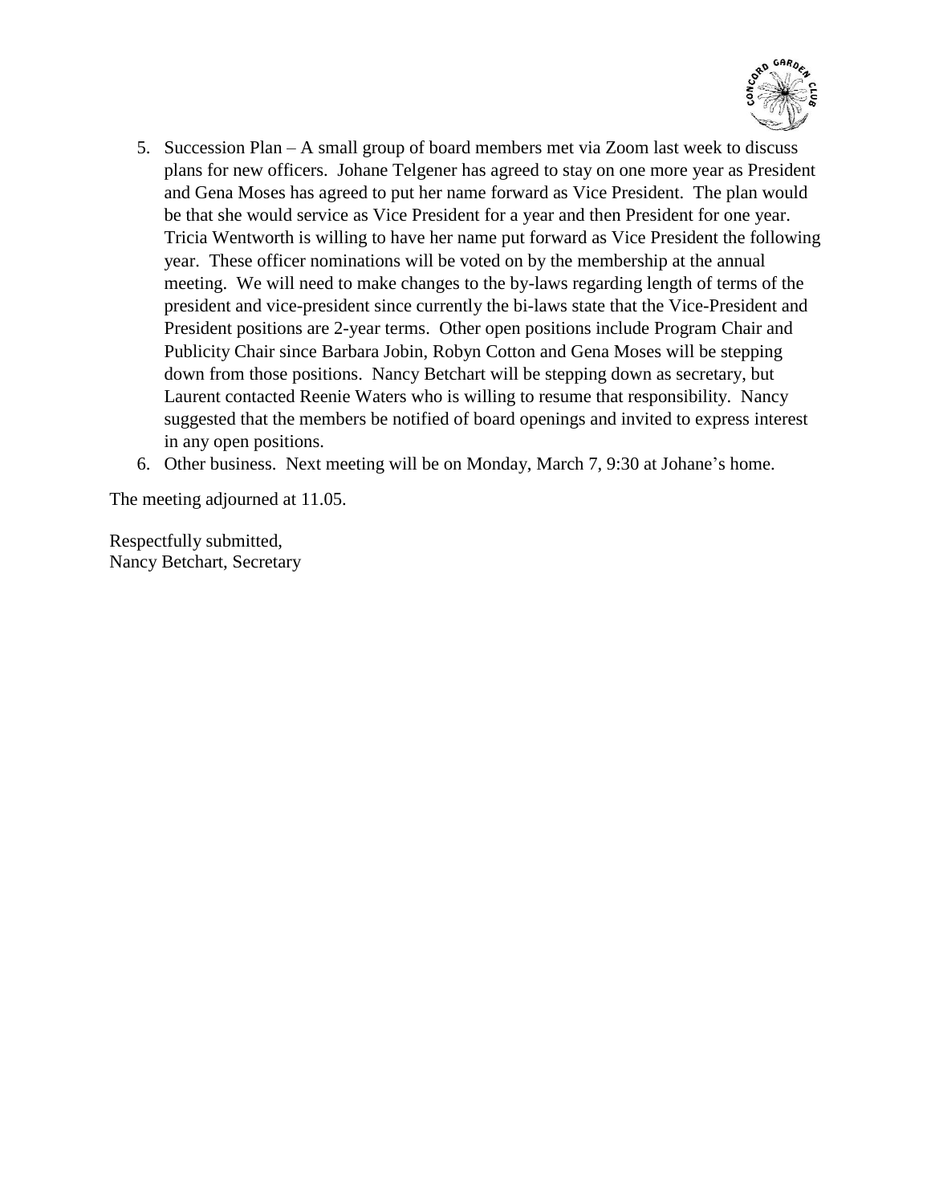5. Succession Plan – A small group of board members met via Zoom last week to discuss plans for new officers. Johane Telgener has agreed to stay on one more year as President and Gena Moses has agreed to put her name forward as Vice President. The plan would be that she would service as Vice President for a year and then President for one year. Tricia Wentworth is willing to have her name put forward as Vice President the following year. These officer nominations will be voted on by the membership at the annual meeting. We will need to make changes to the by-laws regarding length of terms of the president and vice-president since currently the bi-laws state that the Vice-President and President positions are 2-year terms. Other open positions include Program Chair and Publicity Chair since Barbara Jobin, Robyn Cotton and Gena Moses will be stepping down from those positions. Nancy Betchart will be stepping down as secretary, but Laurent contacted Reenie Waters who is willing to resume that responsibility. Nancy suggested that the members be notified of board openings and invited to express interest in any open positions.
6. Other business. Next meeting will be on Monday, March 7, 9:30 at Johane's home.

The meeting adjourned at 11.05.

Respectfully submitted,
Nancy Betchart, Secretary